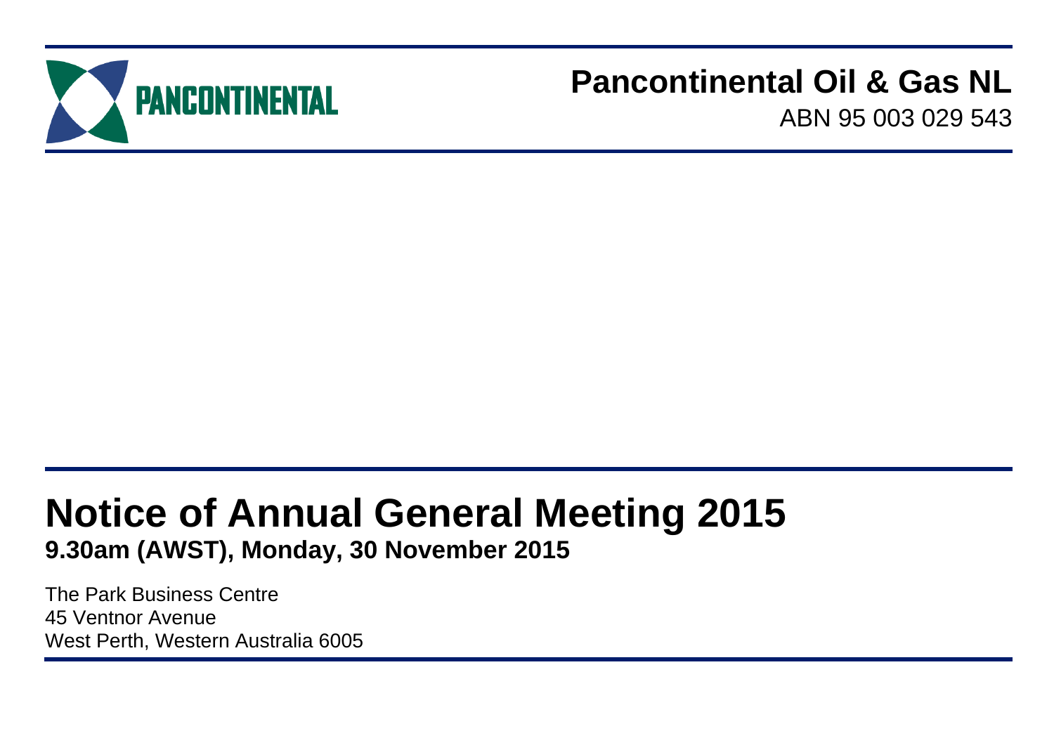PANCONTINENTAL

**Pancontinental Oil & Gas NL**

ABN 95 003 029 543

# Notice of Annual General Meeting 2015

**9.30am (AWST), Monday, 30 November 2015**

The Park Business Centre
45 Ventnor Avenue
West Perth, Western Australia 6005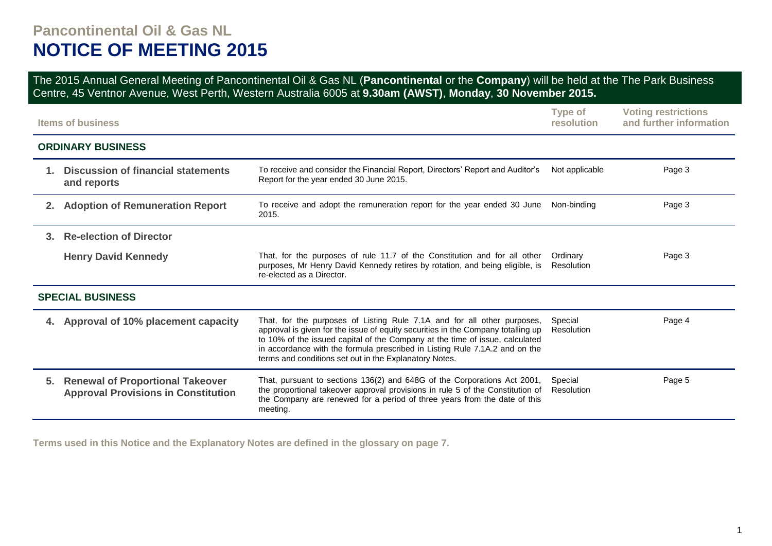# Pancontinental Oil & Gas NL
# NOTICE OF MEETING 2015

The 2015 Annual General Meeting of Pancontinental Oil & Gas NL (**Pancontinental** or the **Company**) will be held at the The Park Business Centre, 45 Ventnor Avenue, West Perth, Western Australia 6005 at **9.30am (AWST)**, **Monday**, **30 November 2015.**

| Items of business | | Type of resolution | Voting restrictions and further information |
|---|---|---|---|
| **ORDINARY BUSINESS** | | | |
| **1. Discussion of financial statements and reports** | To receive and consider the Financial Report, Directors' Report and Auditor's Report for the year ended 30 June 2015. | Not applicable | Page 3 |
| **2. Adoption of Remuneration Report** | To receive and adopt the remuneration report for the year ended 30 June 2015. | Non-binding | Page 3 |
| **3. Re-election of Director** | | | |
| **Henry David Kennedy** | That, for the purposes of rule 11.7 of the Constitution and for all other purposes, Mr Henry David Kennedy retires by rotation, and being eligible, is re-elected as a Director. | Ordinary Resolution | Page 3 |
| **SPECIAL BUSINESS** | | | |
| **4. Approval of 10% placement capacity** | That, for the purposes of Listing Rule 7.1A and for all other purposes, approval is given for the issue of equity securities in the Company totalling up to 10% of the issued capital of the Company at the time of issue, calculated in accordance with the formula prescribed in Listing Rule 7.1A.2 and on the terms and conditions set out in the Explanatory Notes. | Special Resolution | Page 4 |
| **5. Renewal of Proportional Takeover Approval Provisions in Constitution** | That, pursuant to sections 136(2) and 648G of the Corporations Act 2001, the proportional takeover approval provisions in rule 5 of the Constitution of the Company are renewed for a period of three years from the date of this meeting. | Special Resolution | Page 5 |

**Terms used in this Notice and the Explanatory Notes are defined in the glossary on page 7.**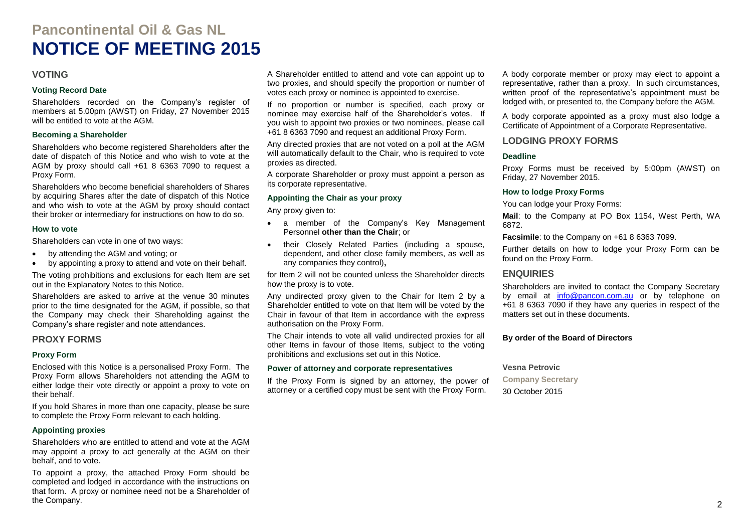# Pancontinental Oil & Gas NL

# NOTICE OF MEETING 2015

## VOTING

### Voting Record Date

Shareholders recorded on the Company's register of members at 5.00pm (AWST) on Friday, 27 November 2015 will be entitled to vote at the AGM.

### Becoming a Shareholder

Shareholders who become registered Shareholders after the date of dispatch of this Notice and who wish to vote at the AGM by proxy should call +61 8 6363 7090 to request a Proxy Form.

Shareholders who become beneficial shareholders of Shares by acquiring Shares after the date of dispatch of this Notice and who wish to vote at the AGM by proxy should contact their broker or intermediary for instructions on how to do so.

### How to vote

Shareholders can vote in one of two ways:

- by attending the AGM and voting; or
- by appointing a proxy to attend and vote on their behalf.

The voting prohibitions and exclusions for each Item are set out in the Explanatory Notes to this Notice.

Shareholders are asked to arrive at the venue 30 minutes prior to the time designated for the AGM, if possible, so that the Company may check their Shareholding against the Company's share register and note attendances.

## PROXY FORMS

### Proxy Form

Enclosed with this Notice is a personalised Proxy Form. The Proxy Form allows Shareholders not attending the AGM to either lodge their vote directly or appoint a proxy to vote on their behalf.

If you hold Shares in more than one capacity, please be sure to complete the Proxy Form relevant to each holding.

### Appointing proxies

Shareholders who are entitled to attend and vote at the AGM may appoint a proxy to act generally at the AGM on their behalf, and to vote.

To appoint a proxy, the attached Proxy Form should be completed and lodged in accordance with the instructions on that form. A proxy or nominee need not be a Shareholder of the Company.

A Shareholder entitled to attend and vote can appoint up to two proxies, and should specify the proportion or number of votes each proxy or nominee is appointed to exercise.

If no proportion or number is specified, each proxy or nominee may exercise half of the Shareholder's votes. If you wish to appoint two proxies or two nominees, please call +61 8 6363 7090 and request an additional Proxy Form.

Any directed proxies that are not voted on a poll at the AGM will automatically default to the Chair, who is required to vote proxies as directed.

A corporate Shareholder or proxy must appoint a person as its corporate representative.

### Appointing the Chair as your proxy

Any proxy given to:

- a member of the Company's Key Management Personnel **other than the Chair**; or
- their Closely Related Parties (including a spouse, dependent, and other close family members, as well as any companies they control)**,**

for Item 2 will not be counted unless the Shareholder directs how the proxy is to vote.

Any undirected proxy given to the Chair for Item 2 by a Shareholder entitled to vote on that Item will be voted by the Chair in favour of that Item in accordance with the express authorisation on the Proxy Form.

The Chair intends to vote all valid undirected proxies for all other Items in favour of those Items, subject to the voting prohibitions and exclusions set out in this Notice.

### Power of attorney and corporate representatives

If the Proxy Form is signed by an attorney, the power of attorney or a certified copy must be sent with the Proxy Form.

A body corporate member or proxy may elect to appoint a representative, rather than a proxy. In such circumstances, written proof of the representative's appointment must be lodged with, or presented to, the Company before the AGM.

A body corporate appointed as a proxy must also lodge a Certificate of Appointment of a Corporate Representative.

## LODGING PROXY FORMS

### Deadline

Proxy Forms must be received by 5:00pm (AWST) on Friday, 27 November 2015.

### How to lodge Proxy Forms

You can lodge your Proxy Forms:

**Mail**: to the Company at PO Box 1154, West Perth, WA 6872.

**Facsimile**: to the Company on +61 8 6363 7099.

Further details on how to lodge your Proxy Form can be found on the Proxy Form.

## ENQUIRIES

Shareholders are invited to contact the Company Secretary by email at info@pancon.com.au or by telephone on +61 8 6363 7090 if they have any queries in respect of the matters set out in these documents.

**By order of the Board of Directors**

**Vesna Petrovic**

**Company Secretary**

30 October 2015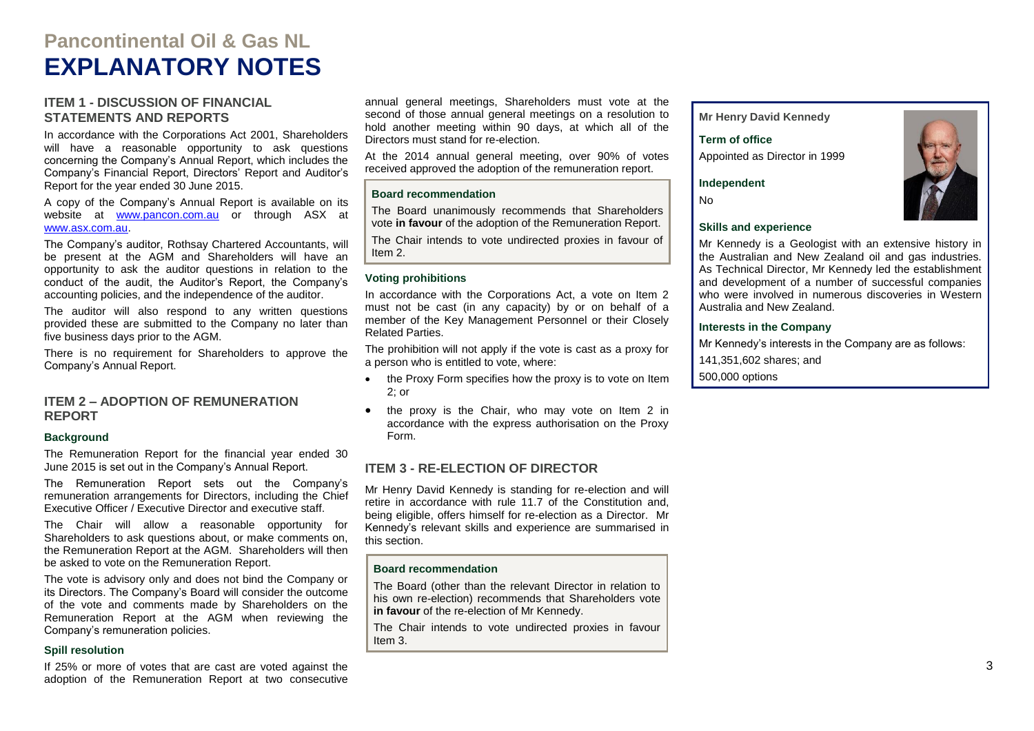# Pancontinental Oil & Gas NL

# EXPLANATORY NOTES

## ITEM 1 - DISCUSSION OF FINANCIAL STATEMENTS AND REPORTS

In accordance with the Corporations Act 2001, Shareholders will have a reasonable opportunity to ask questions concerning the Company's Annual Report, which includes the Company's Financial Report, Directors' Report and Auditor's Report for the year ended 30 June 2015.

A copy of the Company's Annual Report is available on its website at www.pancon.com.au or through ASX at www.asx.com.au.

The Company's auditor, Rothsay Chartered Accountants, will be present at the AGM and Shareholders will have an opportunity to ask the auditor questions in relation to the conduct of the audit, the Auditor's Report, the Company's accounting policies, and the independence of the auditor.

The auditor will also respond to any written questions provided these are submitted to the Company no later than five business days prior to the AGM.

There is no requirement for Shareholders to approve the Company's Annual Report.

## ITEM 2 – ADOPTION OF REMUNERATION REPORT

### Background

The Remuneration Report for the financial year ended 30 June 2015 is set out in the Company's Annual Report.

The Remuneration Report sets out the Company's remuneration arrangements for Directors, including the Chief Executive Officer / Executive Director and executive staff.

The Chair will allow a reasonable opportunity for Shareholders to ask questions about, or make comments on, the Remuneration Report at the AGM. Shareholders will then be asked to vote on the Remuneration Report.

The vote is advisory only and does not bind the Company or its Directors. The Company's Board will consider the outcome of the vote and comments made by Shareholders on the Remuneration Report at the AGM when reviewing the Company's remuneration policies.

### Spill resolution

If 25% or more of votes that are cast are voted against the adoption of the Remuneration Report at two consecutive annual general meetings, Shareholders must vote at the second of those annual general meetings on a resolution to hold another meeting within 90 days, at which all of the Directors must stand for re-election.

At the 2014 annual general meeting, over 90% of votes received approved the adoption of the remuneration report.

### Board recommendation

The Board unanimously recommends that Shareholders vote **in favour** of the adoption of the Remuneration Report.

The Chair intends to vote undirected proxies in favour of Item 2.

### Voting prohibitions

In accordance with the Corporations Act, a vote on Item 2 must not be cast (in any capacity) by or on behalf of a member of the Key Management Personnel or their Closely Related Parties.

The prohibition will not apply if the vote is cast as a proxy for a person who is entitled to vote, where:

- the Proxy Form specifies how the proxy is to vote on Item 2; or
- the proxy is the Chair, who may vote on Item 2 in accordance with the express authorisation on the Proxy Form.

## ITEM 3 - RE-ELECTION OF DIRECTOR

Mr Henry David Kennedy is standing for re-election and will retire in accordance with rule 11.7 of the Constitution and, being eligible, offers himself for re-election as a Director. Mr Kennedy's relevant skills and experience are summarised in this section.

### Board recommendation

The Board (other than the relevant Director in relation to his own re-election) recommends that Shareholders vote **in favour** of the re-election of Mr Kennedy.

The Chair intends to vote undirected proxies in favour Item 3.

**Mr Henry David Kennedy**

**Term of office**

Appointed as Director in 1999

**Independent**

No

**Skills and experience**

Mr Kennedy is a Geologist with an extensive history in the Australian and New Zealand oil and gas industries. As Technical Director, Mr Kennedy led the establishment and development of a number of successful companies who were involved in numerous discoveries in Western Australia and New Zealand.

**Interests in the Company**

Mr Kennedy's interests in the Company are as follows:

141,351,602 shares; and

500,000 options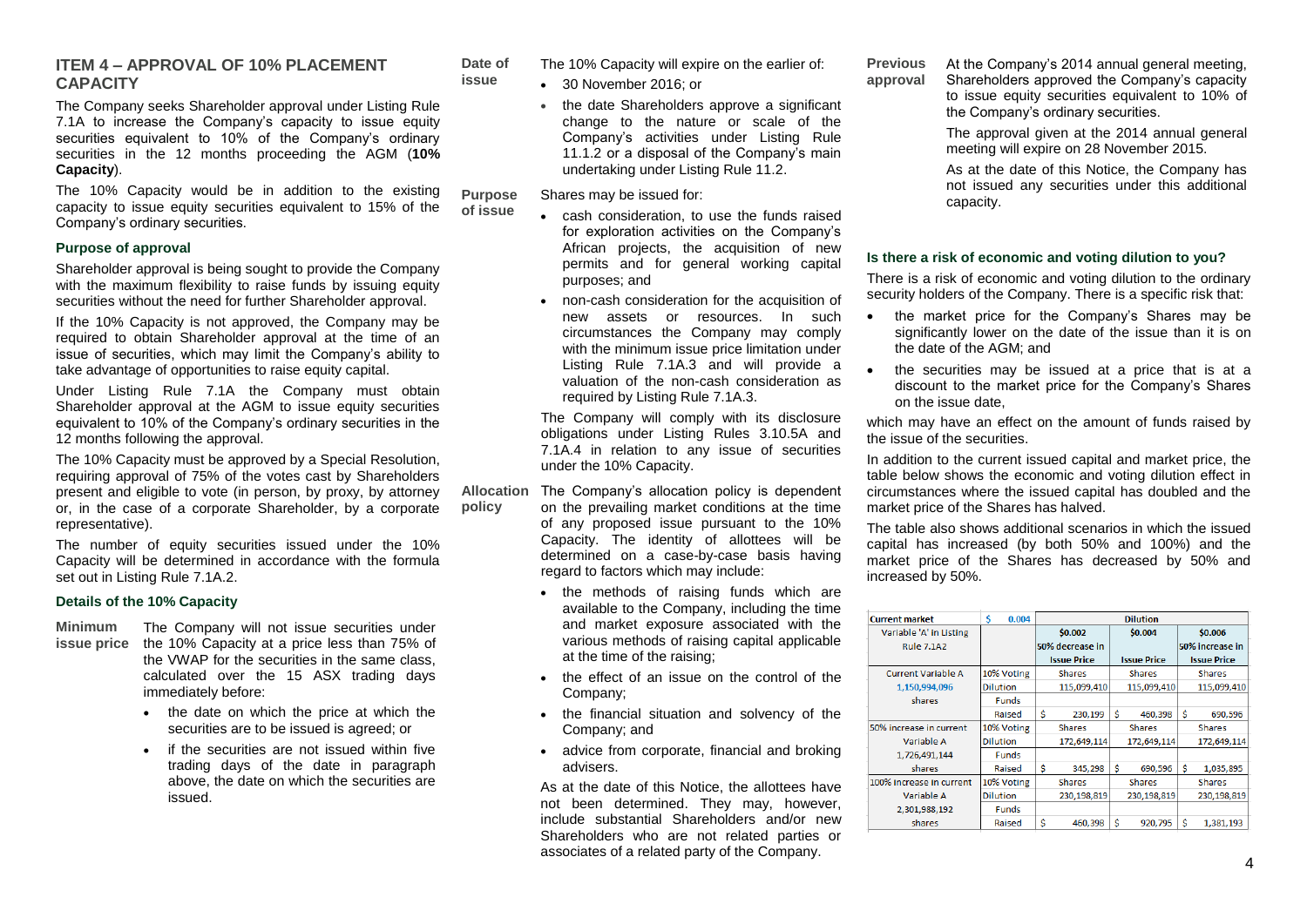## ITEM 4 – APPROVAL OF 10% PLACEMENT CAPACITY

The Company seeks Shareholder approval under Listing Rule 7.1A to increase the Company's capacity to issue equity securities equivalent to 10% of the Company's ordinary securities in the 12 months proceeding the AGM (**10% Capacity**).

The 10% Capacity would be in addition to the existing capacity to issue equity securities equivalent to 15% of the Company's ordinary securities.

### Purpose of approval

Shareholder approval is being sought to provide the Company with the maximum flexibility to raise funds by issuing equity securities without the need for further Shareholder approval.

If the 10% Capacity is not approved, the Company may be required to obtain Shareholder approval at the time of an issue of securities, which may limit the Company's ability to take advantage of opportunities to raise equity capital.

Under Listing Rule 7.1A the Company must obtain Shareholder approval at the AGM to issue equity securities equivalent to 10% of the Company's ordinary securities in the 12 months following the approval.

The 10% Capacity must be approved by a Special Resolution, requiring approval of 75% of the votes cast by Shareholders present and eligible to vote (in person, by proxy, by attorney or, in the case of a corporate Shareholder, by a corporate representative).

The number of equity securities issued under the 10% Capacity will be determined in accordance with the formula set out in Listing Rule 7.1A.2.

### Details of the 10% Capacity

**Minimum issue price**

The Company will not issue securities under the 10% Capacity at a price less than 75% of the VWAP for the securities in the same class, calculated over the 15 ASX trading days immediately before:

- the date on which the price at which the securities are to be issued is agreed; or
- if the securities are not issued within five trading days of the date in paragraph above, the date on which the securities are issued.

**Date of issue**

The 10% Capacity will expire on the earlier of:

- 30 November 2016; or
- the date Shareholders approve a significant change to the nature or scale of the Company's activities under Listing Rule 11.1.2 or a disposal of the Company's main undertaking under Listing Rule 11.2.

**Purpose of issue**

Shares may be issued for:

- cash consideration, to use the funds raised for exploration activities on the Company's African projects, the acquisition of new permits and for general working capital purposes; and
- non-cash consideration for the acquisition of new assets or resources. In such circumstances the Company may comply with the minimum issue price limitation under Listing Rule 7.1A.3 and will provide a valuation of the non-cash consideration as required by Listing Rule 7.1A.3.

The Company will comply with its disclosure obligations under Listing Rules 3.10.5A and 7.1A.4 in relation to any issue of securities under the 10% Capacity.

**Allocation policy**

The Company's allocation policy is dependent on the prevailing market conditions at the time of any proposed issue pursuant to the 10% Capacity. The identity of allottees will be determined on a case-by-case basis having regard to factors which may include:

- the methods of raising funds which are available to the Company, including the time and market exposure associated with the various methods of raising capital applicable at the time of the raising;
- the effect of an issue on the control of the Company;
- the financial situation and solvency of the Company; and
- advice from corporate, financial and broking advisers.

As at the date of this Notice, the allottees have not been determined. They may, however, include substantial Shareholders and/or new Shareholders who are not related parties or associates of a related party of the Company.

**Previous approval**

At the Company's 2014 annual general meeting, Shareholders approved the Company's capacity to issue equity securities equivalent to 10% of the Company's ordinary securities.

The approval given at the 2014 annual general meeting will expire on 28 November 2015.

As at the date of this Notice, the Company has not issued any securities under this additional capacity.

### Is there a risk of economic and voting dilution to you?

There is a risk of economic and voting dilution to the ordinary security holders of the Company. There is a specific risk that:

- the market price for the Company's Shares may be significantly lower on the date of the issue than it is on the date of the AGM; and
- the securities may be issued at a price that is at a discount to the market price for the Company's Shares on the issue date,

which may have an effect on the amount of funds raised by the issue of the securities.

In addition to the current issued capital and market price, the table below shows the economic and voting dilution effect in circumstances where the issued capital has doubled and the market price of the Shares has halved.

The table also shows additional scenarios in which the issued capital has increased (by both 50% and 100%) and the market price of the Shares has decreased by 50% and increased by 50%.

| Current market | $ 0.004 | Dilution | | |
|---|---|---|---|---|
| Variable 'A' in Listing Rule 7.1A2 | | $0.002<br>50% decrease in Issue Price | $0.004<br>Issue Price | $0.006<br>50% increase in Issue Price |
| Current Variable A<br>1,150,994,096 shares | 10% Voting Dilution | Shares<br>115,099,410 | Shares<br>115,099,410 | Shares<br>115,099,410 |
| | Funds Raised | $ 230,199 | $ 460,398 | $ 690,596 |
| 50% increase in current Variable A<br>1,726,491,144 shares | 10% Voting Dilution | Shares<br>172,649,114 | Shares<br>172,649,114 | Shares<br>172,649,114 |
| | Funds Raised | $ 345,298 | $ 690,596 | $ 1,035,895 |
| 100% increase in current Variable A<br>2,301,988,192 shares | 10% Voting Dilution | Shares<br>230,198,819 | Shares<br>230,198,819 | Shares<br>230,198,819 |
| | Funds Raised | $ 460,398 | $ 920,795 | $ 1,381,193 |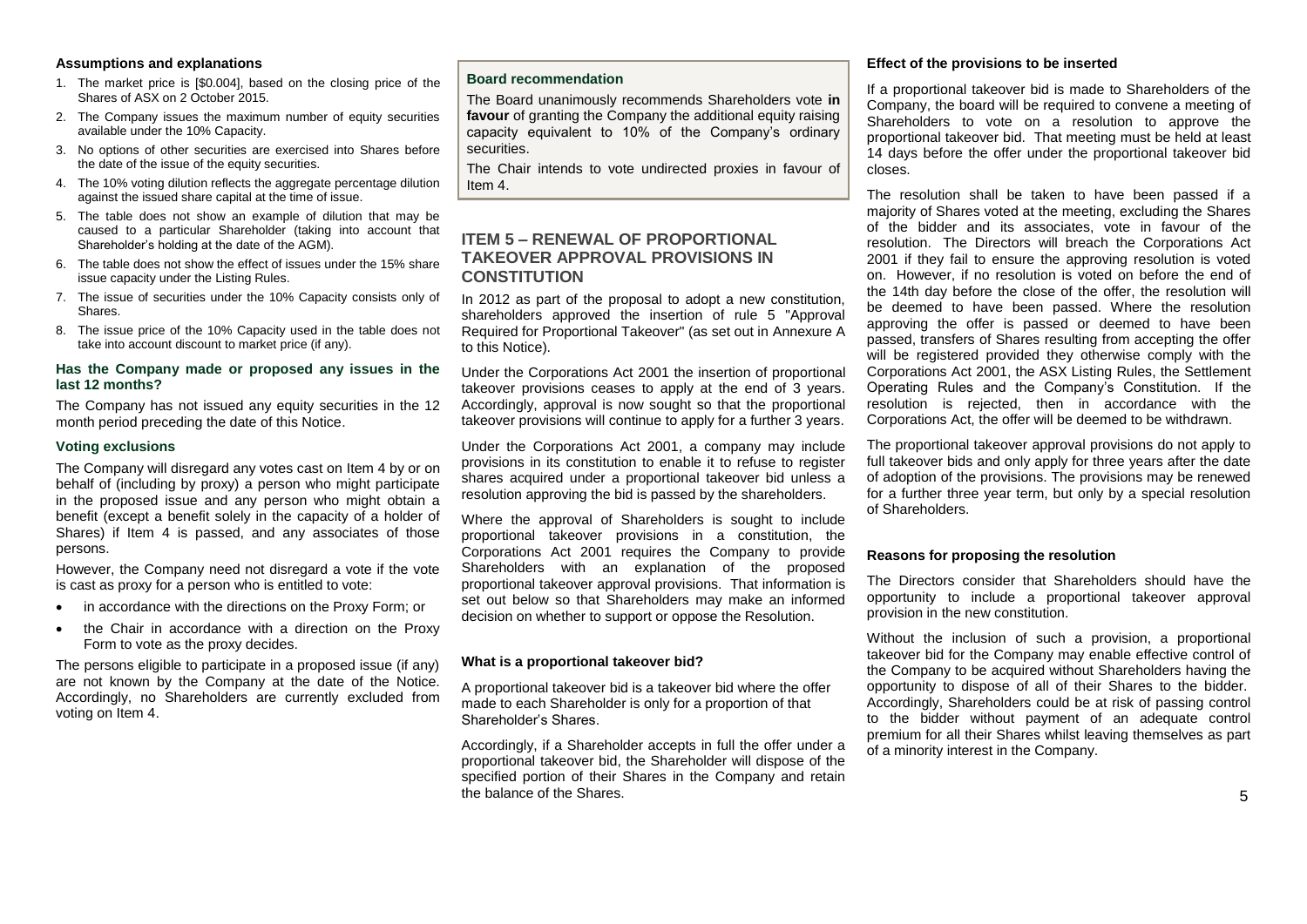#### Assumptions and explanations

1. The market price is [$0.004], based on the closing price of the Shares of ASX on 2 October 2015.
2. The Company issues the maximum number of equity securities available under the 10% Capacity.
3. No options of other securities are exercised into Shares before the date of the issue of the equity securities.
4. The 10% voting dilution reflects the aggregate percentage dilution against the issued share capital at the time of issue.
5. The table does not show an example of dilution that may be caused to a particular Shareholder (taking into account that Shareholder's holding at the date of the AGM).
6. The table does not show the effect of issues under the 15% share issue capacity under the Listing Rules.
7. The issue of securities under the 10% Capacity consists only of Shares.
8. The issue price of the 10% Capacity used in the table does not take into account discount to market price (if any).

#### Has the Company made or proposed any issues in the last 12 months?

The Company has not issued any equity securities in the 12 month period preceding the date of this Notice.

#### Voting exclusions

The Company will disregard any votes cast on Item 4 by or on behalf of (including by proxy) a person who might participate in the proposed issue and any person who might obtain a benefit (except a benefit solely in the capacity of a holder of Shares) if Item 4 is passed, and any associates of those persons.

However, the Company need not disregard a vote if the vote is cast as proxy for a person who is entitled to vote:

- in accordance with the directions on the Proxy Form; or
- the Chair in accordance with a direction on the Proxy Form to vote as the proxy decides.

The persons eligible to participate in a proposed issue (if any) are not known by the Company at the date of the Notice. Accordingly, no Shareholders are currently excluded from voting on Item 4.

#### Board recommendation

The Board unanimously recommends Shareholders vote **in favour** of granting the Company the additional equity raising capacity equivalent to 10% of the Company's ordinary securities.

The Chair intends to vote undirected proxies in favour of Item 4.

## ITEM 5 – RENEWAL OF PROPORTIONAL TAKEOVER APPROVAL PROVISIONS IN CONSTITUTION

In 2012 as part of the proposal to adopt a new constitution, shareholders approved the insertion of rule 5 "Approval Required for Proportional Takeover" (as set out in Annexure A to this Notice).

Under the Corporations Act 2001 the insertion of proportional takeover provisions ceases to apply at the end of 3 years. Accordingly, approval is now sought so that the proportional takeover provisions will continue to apply for a further 3 years.

Under the Corporations Act 2001, a company may include provisions in its constitution to enable it to refuse to register shares acquired under a proportional takeover bid unless a resolution approving the bid is passed by the shareholders.

Where the approval of Shareholders is sought to include proportional takeover provisions in a constitution, the Corporations Act 2001 requires the Company to provide Shareholders with an explanation of the proposed proportional takeover approval provisions. That information is set out below so that Shareholders may make an informed decision on whether to support or oppose the Resolution.

#### What is a proportional takeover bid?

A proportional takeover bid is a takeover bid where the offer made to each Shareholder is only for a proportion of that Shareholder's Shares.

Accordingly, if a Shareholder accepts in full the offer under a proportional takeover bid, the Shareholder will dispose of the specified portion of their Shares in the Company and retain the balance of the Shares.

#### Effect of the provisions to be inserted

If a proportional takeover bid is made to Shareholders of the Company, the board will be required to convene a meeting of Shareholders to vote on a resolution to approve the proportional takeover bid. That meeting must be held at least 14 days before the offer under the proportional takeover bid closes.

The resolution shall be taken to have been passed if a majority of Shares voted at the meeting, excluding the Shares of the bidder and its associates, vote in favour of the resolution. The Directors will breach the Corporations Act 2001 if they fail to ensure the approving resolution is voted on. However, if no resolution is voted on before the end of the 14th day before the close of the offer, the resolution will be deemed to have been passed. Where the resolution approving the offer is passed or deemed to have been passed, transfers of Shares resulting from accepting the offer will be registered provided they otherwise comply with the Corporations Act 2001, the ASX Listing Rules, the Settlement Operating Rules and the Company's Constitution. If the resolution is rejected, then in accordance with the Corporations Act, the offer will be deemed to be withdrawn.

The proportional takeover approval provisions do not apply to full takeover bids and only apply for three years after the date of adoption of the provisions. The provisions may be renewed for a further three year term, but only by a special resolution of Shareholders.

#### Reasons for proposing the resolution

The Directors consider that Shareholders should have the opportunity to include a proportional takeover approval provision in the new constitution.

Without the inclusion of such a provision, a proportional takeover bid for the Company may enable effective control of the Company to be acquired without Shareholders having the opportunity to dispose of all of their Shares to the bidder. Accordingly, Shareholders could be at risk of passing control to the bidder without payment of an adequate control premium for all their Shares whilst leaving themselves as part of a minority interest in the Company.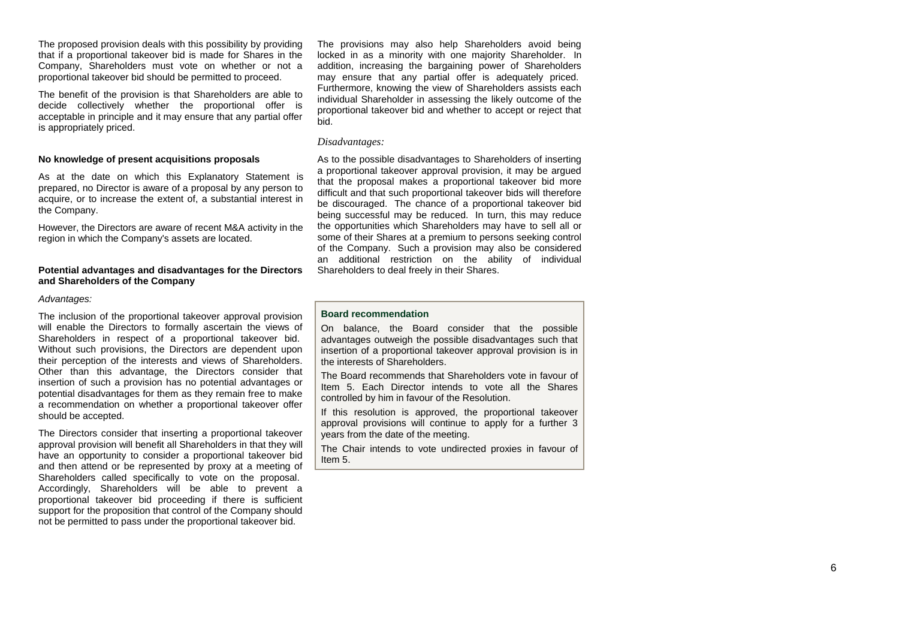The proposed provision deals with this possibility by providing that if a proportional takeover bid is made for Shares in the Company, Shareholders must vote on whether or not a proportional takeover bid should be permitted to proceed.

The benefit of the provision is that Shareholders are able to decide collectively whether the proportional offer is acceptable in principle and it may ensure that any partial offer is appropriately priced.

**No knowledge of present acquisitions proposals**

As at the date on which this Explanatory Statement is prepared, no Director is aware of a proposal by any person to acquire, or to increase the extent of, a substantial interest in the Company.

However, the Directors are aware of recent M&A activity in the region in which the Company's assets are located.

**Potential advantages and disadvantages for the Directors and Shareholders of the Company**

*Advantages:*

The inclusion of the proportional takeover approval provision will enable the Directors to formally ascertain the views of Shareholders in respect of a proportional takeover bid. Without such provisions, the Directors are dependent upon their perception of the interests and views of Shareholders. Other than this advantage, the Directors consider that insertion of such a provision has no potential advantages or potential disadvantages for them as they remain free to make a recommendation on whether a proportional takeover offer should be accepted.

The Directors consider that inserting a proportional takeover approval provision will benefit all Shareholders in that they will have an opportunity to consider a proportional takeover bid and then attend or be represented by proxy at a meeting of Shareholders called specifically to vote on the proposal. Accordingly, Shareholders will be able to prevent a proportional takeover bid proceeding if there is sufficient support for the proposition that control of the Company should not be permitted to pass under the proportional takeover bid.

The provisions may also help Shareholders avoid being locked in as a minority with one majority Shareholder. In addition, increasing the bargaining power of Shareholders may ensure that any partial offer is adequately priced. Furthermore, knowing the view of Shareholders assists each individual Shareholder in assessing the likely outcome of the proportional takeover bid and whether to accept or reject that bid.

*Disadvantages:*

As to the possible disadvantages to Shareholders of inserting a proportional takeover approval provision, it may be argued that the proposal makes a proportional takeover bid more difficult and that such proportional takeover bids will therefore be discouraged. The chance of a proportional takeover bid being successful may be reduced. In turn, this may reduce the opportunities which Shareholders may have to sell all or some of their Shares at a premium to persons seeking control of the Company. Such a provision may also be considered an additional restriction on the ability of individual Shareholders to deal freely in their Shares.

**Board recommendation**

On balance, the Board consider that the possible advantages outweigh the possible disadvantages such that insertion of a proportional takeover approval provision is in the interests of Shareholders.

The Board recommends that Shareholders vote in favour of Item 5. Each Director intends to vote all the Shares controlled by him in favour of the Resolution.

If this resolution is approved, the proportional takeover approval provisions will continue to apply for a further 3 years from the date of the meeting.

The Chair intends to vote undirected proxies in favour of Item 5.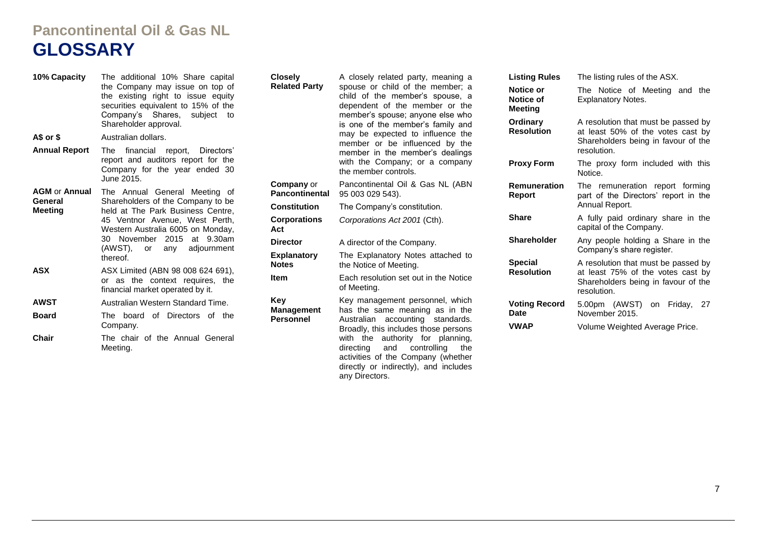# Pancontinental Oil & Gas NL

# GLOSSARY

| Term | Definition |
|---|---|
| **10% Capacity** | The additional 10% Share capital the Company may issue on top of the existing right to issue equity securities equivalent to 15% of the Company's Shares, subject to Shareholder approval. |
| **A$ or $** | Australian dollars. |
| **Annual Report** | The financial report, Directors' report and auditors report for the Company for the year ended 30 June 2015. |
| **AGM** or **Annual General Meeting** | The Annual General Meeting of Shareholders of the Company to be held at The Park Business Centre, 45 Ventnor Avenue, West Perth, Western Australia 6005 on Monday, 30 November 2015 at 9.30am (AWST), or any adjournment thereof. |
| **ASX** | ASX Limited (ABN 98 008 624 691), or as the context requires, the financial market operated by it. |
| **AWST** | Australian Western Standard Time. |
| **Board** | The board of Directors of the Company. |
| **Chair** | The chair of the Annual General Meeting. |
| **Closely Related Party** | A closely related party, meaning a spouse or child of the member; a child of the member's spouse, a dependent of the member or the member's spouse; anyone else who is one of the member's family and may be expected to influence the member or be influenced by the member in the member's dealings with the Company; or a company the member controls. |
| **Company** or **Pancontinental** | Pancontinental Oil & Gas NL (ABN 95 003 029 543). |
| **Constitution** | The Company's constitution. |
| **Corporations Act** | *Corporations Act 2001* (Cth). |
| **Director** | A director of the Company. |
| **Explanatory Notes** | The Explanatory Notes attached to the Notice of Meeting. |
| **Item** | Each resolution set out in the Notice of Meeting. |
| **Key Management Personnel** | Key management personnel, which has the same meaning as in the Australian accounting standards. Broadly, this includes those persons with the authority for planning, directing and controlling the activities of the Company (whether directly or indirectly), and includes any Directors. |
| **Listing Rules** | The listing rules of the ASX. |
| **Notice or Notice of Meeting** | The Notice of Meeting and the Explanatory Notes. |
| **Ordinary Resolution** | A resolution that must be passed by at least 50% of the votes cast by Shareholders being in favour of the resolution. |
| **Proxy Form** | The proxy form included with this Notice. |
| **Remuneration Report** | The remuneration report forming part of the Directors' report in the Annual Report. |
| **Share** | A fully paid ordinary share in the capital of the Company. |
| **Shareholder** | Any people holding a Share in the Company's share register. |
| **Special Resolution** | A resolution that must be passed by at least 75% of the votes cast by Shareholders being in favour of the resolution. |
| **Voting Record Date** | 5.00pm (AWST) on Friday, 27 November 2015. |
| **VWAP** | Volume Weighted Average Price. |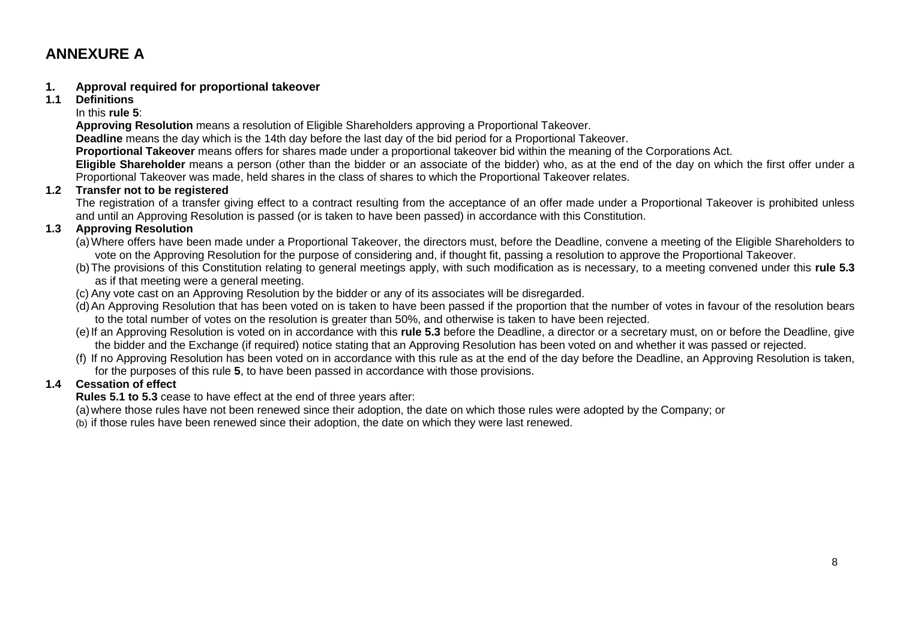# ANNEXURE A

## 1. Approval required for proportional takeover

### 1.1 Definitions

In this **rule 5**:

**Approving Resolution** means a resolution of Eligible Shareholders approving a Proportional Takeover.

**Deadline** means the day which is the 14th day before the last day of the bid period for a Proportional Takeover.

**Proportional Takeover** means offers for shares made under a proportional takeover bid within the meaning of the Corporations Act.

**Eligible Shareholder** means a person (other than the bidder or an associate of the bidder) who, as at the end of the day on which the first offer under a Proportional Takeover was made, held shares in the class of shares to which the Proportional Takeover relates.

### 1.2 Transfer not to be registered

The registration of a transfer giving effect to a contract resulting from the acceptance of an offer made under a Proportional Takeover is prohibited unless and until an Approving Resolution is passed (or is taken to have been passed) in accordance with this Constitution.

### 1.3 Approving Resolution

(a) Where offers have been made under a Proportional Takeover, the directors must, before the Deadline, convene a meeting of the Eligible Shareholders to vote on the Approving Resolution for the purpose of considering and, if thought fit, passing a resolution to approve the Proportional Takeover.

(b) The provisions of this Constitution relating to general meetings apply, with such modification as is necessary, to a meeting convened under this **rule 5.3** as if that meeting were a general meeting.

(c) Any vote cast on an Approving Resolution by the bidder or any of its associates will be disregarded.

(d) An Approving Resolution that has been voted on is taken to have been passed if the proportion that the number of votes in favour of the resolution bears to the total number of votes on the resolution is greater than 50%, and otherwise is taken to have been rejected.

(e) If an Approving Resolution is voted on in accordance with this **rule 5.3** before the Deadline, a director or a secretary must, on or before the Deadline, give the bidder and the Exchange (if required) notice stating that an Approving Resolution has been voted on and whether it was passed or rejected.

(f) If no Approving Resolution has been voted on in accordance with this rule as at the end of the day before the Deadline, an Approving Resolution is taken, for the purposes of this rule **5**, to have been passed in accordance with those provisions.

### 1.4 Cessation of effect

**Rules 5.1 to 5.3** cease to have effect at the end of three years after:

(a) where those rules have not been renewed since their adoption, the date on which those rules were adopted by the Company; or

(b) if those rules have been renewed since their adoption, the date on which they were last renewed.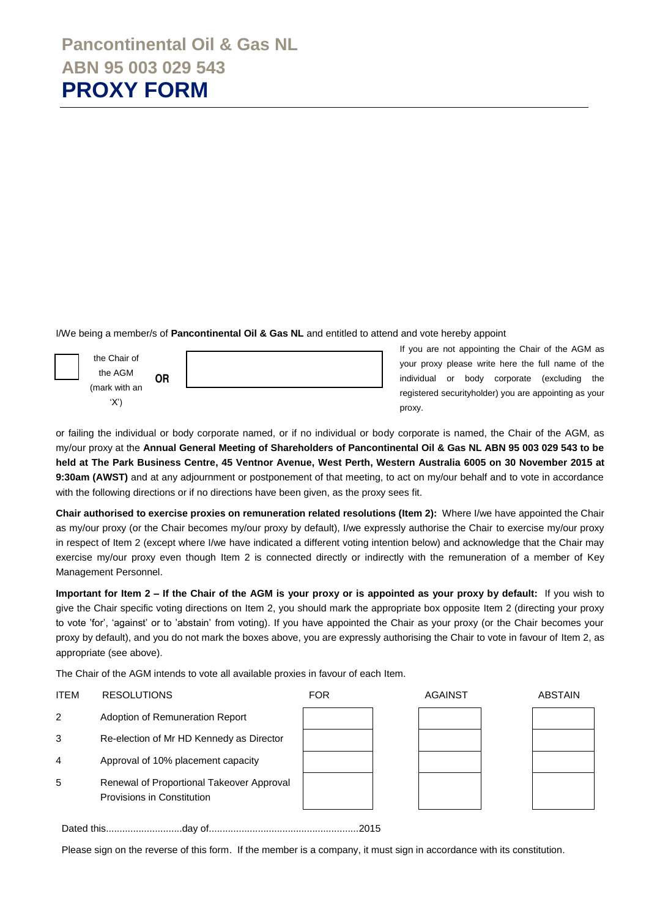# Pancontinental Oil & Gas NL

# ABN 95 003 029 543

# PROXY FORM

I/We being a member/s of **Pancontinental Oil & Gas NL** and entitled to attend and vote hereby appoint

| ☐ the Chair of the AGM (mark with an 'X') | **OR** | ____________________ | If you are not appointing the Chair of the AGM as your proxy please write here the full name of the individual or body corporate (excluding the registered securityholder) you are appointing as your proxy. |
|---|---|---|---|

or failing the individual or body corporate named, or if no individual or body corporate is named, the Chair of the AGM, as my/our proxy at the **Annual Meeting of Shareholders of Pancontinental Oil & Gas NL ABN 95 003 029 543 to be held at The Park Business Centre, 45 Ventnor Avenue, West Perth, Western Australia 6005 on 30 November 2015 at 9:30am (AWST)** and at any adjournment or postponement of that meeting, to act on my/our behalf and to vote in accordance with the following directions or if no directions have been given, as the proxy sees fit.

**Chair authorised to exercise proxies on remuneration related resolutions (Item 2):** Where I/we have appointed the Chair as my/our proxy (or the Chair becomes my/our proxy by default), I/we expressly authorise the Chair to exercise my/our proxy in respect of Item 2 (except where I/we have indicated a different voting intention below) and acknowledge that the Chair may exercise my/our proxy even though Item 2 is connected directly or indirectly with the remuneration of a member of Key Management Personnel.

**Important for Item 2 – If the Chair of the AGM is your proxy or is appointed as your proxy by default:** If you wish to give the Chair specific voting directions on Item 2, you should mark the appropriate box opposite Item 2 (directing your proxy to vote 'for', 'against' or to 'abstain' from voting). If you have appointed the Chair as your proxy (or the Chair becomes your proxy by default), and you do not mark the boxes above, you are expressly authorising the Chair to vote in favour of Item 2, as appropriate (see above).

The Chair of the AGM intends to vote all available proxies in favour of each Item.

| ITEM | RESOLUTIONS | FOR | AGAINST | ABSTAIN |
|---|---|---|---|---|
| 2 | Adoption of Remuneration Report | | | |
| 3 | Re-election of Mr HD Kennedy as Director | | | |
| 4 | Approval of 10% placement capacity | | | |
| 5 | Renewal of Proportional Takeover Approval Provisions in Constitution | | | |

Dated this............................day of.......................................................2015

Please sign on the reverse of this form. If the member is a company, it must sign in accordance with its constitution.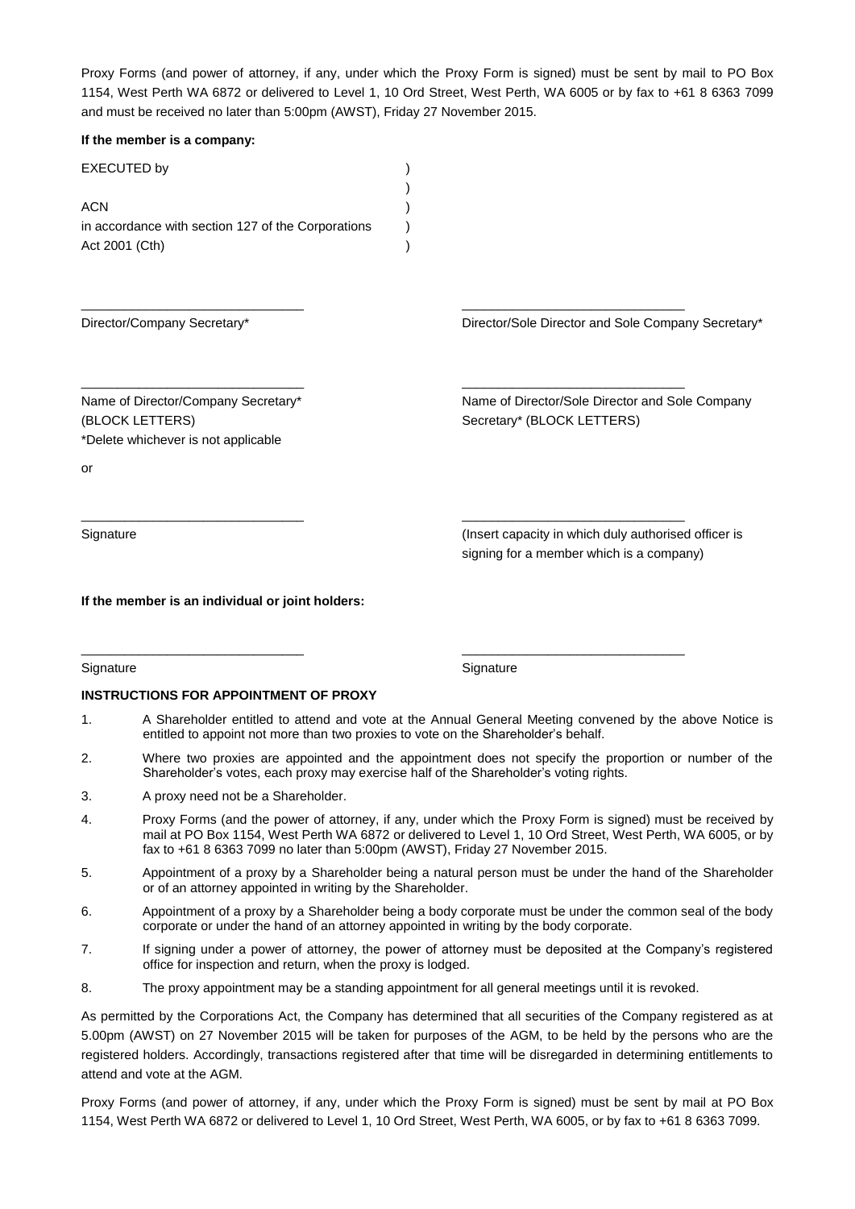Proxy Forms (and power of attorney, if any, under which the Proxy Form is signed) must be sent by mail to PO Box 1154, West Perth WA 6872 or delivered to Level 1, 10 Ord Street, West Perth, WA 6005 or by fax to +61 8 6363 7099 and must be received no later than 5:00pm (AWST), Friday 27 November 2015.

**If the member is a company:**

EXECUTED by )
)
ACN )
in accordance with section 127 of the Corporations )
Act 2001 (Cth) )

| | |
|---|---|
| _______________________________ | _______________________________ |
| Director/Company Secretary* | Director/Sole Director and Sole Company Secretary* |
| _______________________________ | _______________________________ |
| Name of Director/Company Secretary* (BLOCK LETTERS) | Name of Director/Sole Director and Sole Company Secretary* (BLOCK LETTERS) |

*Delete whichever is not applicable

or

| | |
|---|---|
| _______________________________ | _______________________________ |
| Signature | (Insert capacity in which duly authorised officer is signing for a member which is a company) |

**If the member is an individual or joint holders:**

| | |
|---|---|
| _______________________________ | _______________________________ |
| Signature | Signature |

**INSTRUCTIONS FOR APPOINTMENT OF PROXY**

1. A Shareholder entitled to attend and vote at the Annual General Meeting convened by the above Notice is entitled to appoint not more than two proxies to vote on the Shareholder's behalf.
2. Where two proxies are appointed and the appointment does not specify the proportion or number of the Shareholder's votes, each proxy may exercise half of the Shareholder's voting rights.
3. A proxy need not be a Shareholder.
4. Proxy Forms (and the power of attorney, if any, under which the Proxy Form is signed) must be received by mail at PO Box 1154, West Perth WA 6872 or delivered to Level 1, 10 Ord Street, West Perth, WA 6005, or by fax to +61 8 6363 7099 no later than 5:00pm (AWST), Friday 27 November 2015.
5. Appointment of a proxy by a Shareholder being a natural person must be under the hand of the Shareholder or of an attorney appointed in writing by the Shareholder.
6. Appointment of a proxy by a Shareholder being a body corporate must be under the common seal of the body corporate or under the hand of an attorney appointed in writing by the body corporate.
7. If signing under a power of attorney, the power of attorney must be deposited at the Company's registered office for inspection and return, when the proxy is lodged.
8. The proxy appointment may be a standing appointment for all general meetings until it is revoked.

As permitted by the Corporations Act, the Company has determined that all securities of the Company registered as at 5.00pm (AWST) on 27 November 2015 will be taken for purposes of the AGM, to be held by the persons who are the registered holders. Accordingly, transactions registered after that time will be disregarded in determining entitlements to attend and vote at the AGM.

Proxy Forms (and power of attorney, if any, under which the Proxy Form is signed) must be sent by mail at PO Box 1154, West Perth WA 6872 or delivered to Level 1, 10 Ord Street, West Perth, WA 6005, or by fax to +61 8 6363 7099.